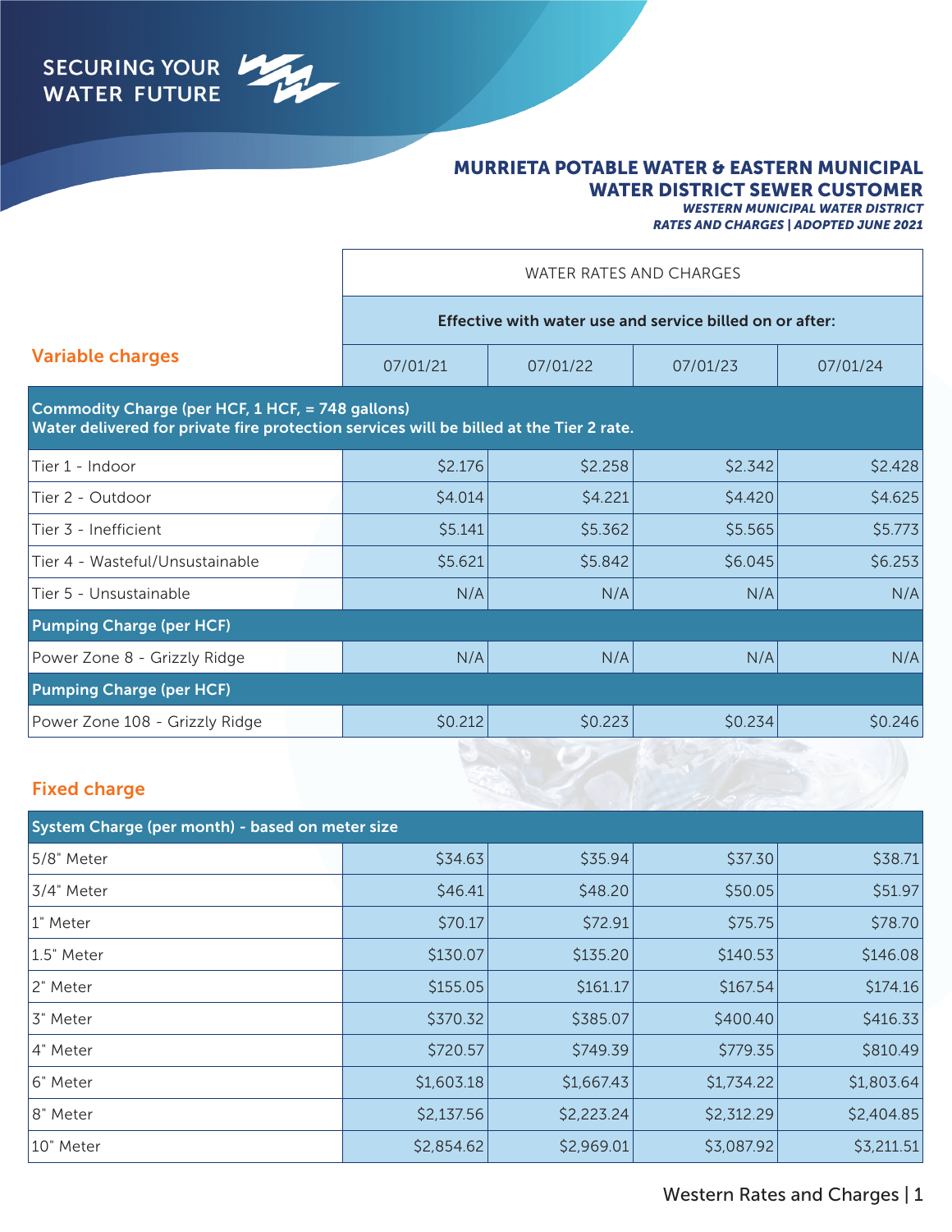SECURING YOUR WATER FUTURE

# MURRIETA POTABLE WATER & EASTERN MUNICIPAL WATER DISTRICT SEWER CUSTOMER

***WESTERN MUNICIPAL WATER DISTRICT***
***RATES AND CHARGES | ADOPTED JUNE 2021***

## Variable charges

| | WATER RATES AND CHARGES | | | |
|---|---|---|---|---|
| | **Effective with water use and service billed on or after:** | | | |
| | 07/01/21 | 07/01/22 | 07/01/23 | 07/01/24 |
| **Commodity Charge (per HCF, 1 HCF, = 748 gallons)** **Water delivered for private fire protection services will be billed at the Tier 2 rate.** | | | | |
| Tier 1 - Indoor | $2.176 | $2.258 | $2.342 | $2.428 |
| Tier 2 - Outdoor | $4.014 | $4.221 | $4.420 | $4.625 |
| Tier 3 - Inefficient | $5.141 | $5.362 | $5.565 | $5.773 |
| Tier 4 - Wasteful/Unsustainable | $5.621 | $5.842 | $6.045 | $6.253 |
| Tier 5 - Unsustainable | N/A | N/A | N/A | N/A |
| **Pumping Charge (per HCF)** | | | | |
| Power Zone 8 - Grizzly Ridge | N/A | N/A | N/A | N/A |
| **Pumping Charge (per HCF)** | | | | |
| Power Zone 108 - Grizzly Ridge | $0.212 | $0.223 | $0.234 | $0.246 |

## Fixed charge

| **System Charge (per month) - based on meter size** | 07/01/21 | 07/01/22 | 07/01/23 | 07/01/24 |
|---|---|---|---|---|
| 5/8" Meter | $34.63 | $35.94 | $37.30 | $38.71 |
| 3/4" Meter | $46.41 | $48.20 | $50.05 | $51.97 |
| 1" Meter | $70.17 | $72.91 | $75.75 | $78.70 |
| 1.5" Meter | $130.07 | $135.20 | $140.53 | $146.08 |
| 2" Meter | $155.05 | $161.17 | $167.54 | $174.16 |
| 3" Meter | $370.32 | $385.07 | $400.40 | $416.33 |
| 4" Meter | $720.57 | $749.39 | $779.35 | $810.49 |
| 6" Meter | $1,603.18 | $1,667.43 | $1,734.22 | $1,803.64 |
| 8" Meter | $2,137.56 | $2,223.24 | $2,312.29 | $2,404.85 |
| 10" Meter | $2,854.62 | $2,969.01 | $3,087.92 | $3,211.51 |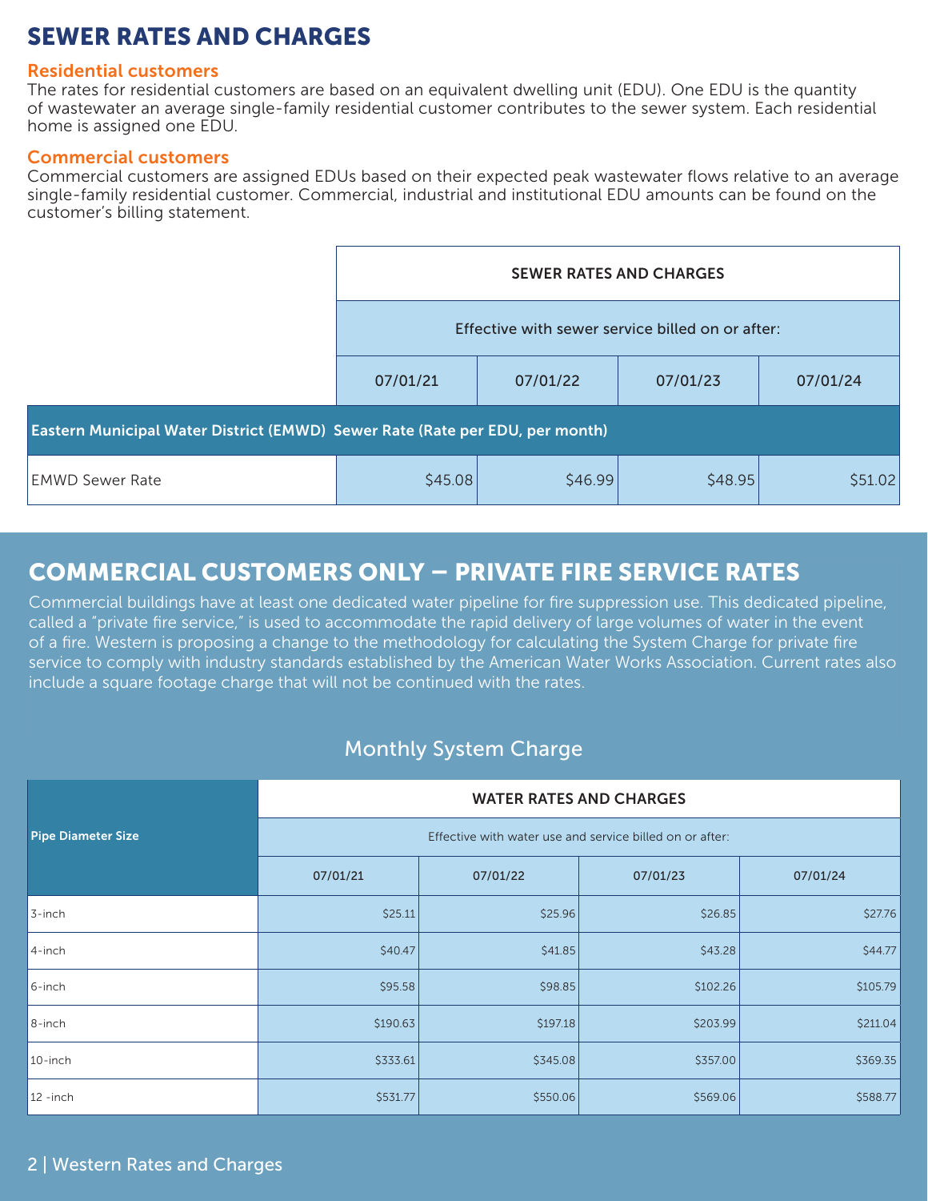# SEWER RATES AND CHARGES

### Residential customers

The rates for residential customers are based on an equivalent dwelling unit (EDU). One EDU is the quantity of wastewater an average single-family residential customer contributes to the sewer system. Each residential home is assigned one EDU.

### Commercial customers

Commercial customers are assigned EDUs based on their expected peak wastewater flows relative to an average single-family residential customer. Commercial, industrial and institutional EDU amounts can be found on the customer's billing statement.

| | SEWER RATES AND CHARGES | | | |
|---|---|---|---|---|
| | Effective with sewer service billed on or after: | | | |
| | 07/01/21 | 07/01/22 | 07/01/23 | 07/01/24 |
| **Eastern Municipal Water District (EMWD) Sewer Rate (Rate per EDU, per month)** | | | | |
| EMWD Sewer Rate | $45.08 | $46.99 | $48.95 | $51.02 |

# COMMERCIAL CUSTOMERS ONLY – PRIVATE FIRE SERVICE RATES

Commercial buildings have at least one dedicated water pipeline for fire suppression use. This dedicated pipeline, called a "private fire service," is used to accommodate the rapid delivery of large volumes of water in the event of a fire. Western is proposing a change to the methodology for calculating the System Charge for private fire service to comply with industry standards established by the American Water Works Association. Current rates also include a square footage charge that will not be continued with the rates.

## Monthly System Charge

| Pipe Diameter Size | WATER RATES AND CHARGES | | | |
|---|---|---|---|---|
| | Effective with water use and service billed on or after: | | | |
| | 07/01/21 | 07/01/22 | 07/01/23 | 07/01/24 |
| 3-inch | $25.11 | $25.96 | $26.85 | $27.76 |
| 4-inch | $40.47 | $41.85 | $43.28 | $44.77 |
| 6-inch | $95.58 | $98.85 | $102.26 | $105.79 |
| 8-inch | $190.63 | $197.18 | $203.99 | $211.04 |
| 10-inch | $333.61 | $345.08 | $357.00 | $369.35 |
| 12 -inch | $531.77 | $550.06 | $569.06 | $588.77 |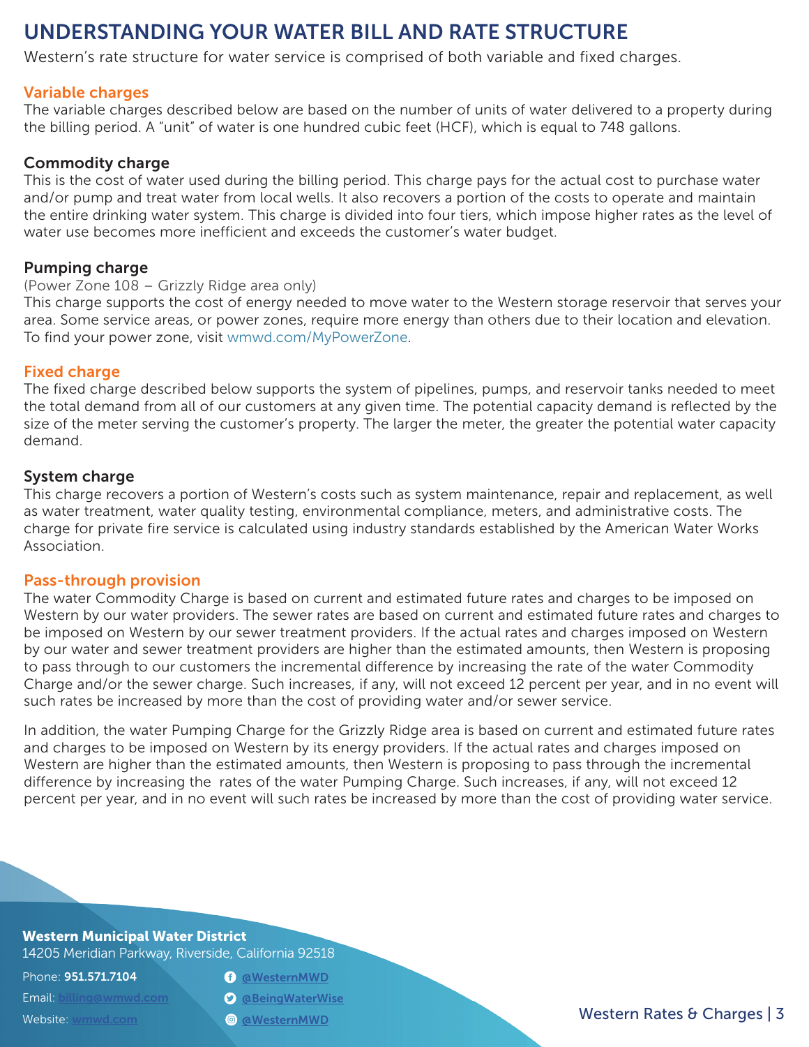# UNDERSTANDING YOUR WATER BILL AND RATE STRUCTURE

Western's rate structure for water service is comprised of both variable and fixed charges.

## Variable charges

The variable charges described below are based on the number of units of water delivered to a property during the billing period. A "unit" of water is one hundred cubic feet (HCF), which is equal to 748 gallons.

### Commodity charge

This is the cost of water used during the billing period. This charge pays for the actual cost to purchase water and/or pump and treat water from local wells. It also recovers a portion of the costs to operate and maintain the entire drinking water system. This charge is divided into four tiers, which impose higher rates as the level of water use becomes more inefficient and exceeds the customer's water budget.

### Pumping charge

(Power Zone 108 – Grizzly Ridge area only)

This charge supports the cost of energy needed to move water to the Western storage reservoir that serves your area. Some service areas, or power zones, require more energy than others due to their location and elevation. To find your power zone, visit wmwd.com/MyPowerZone.

## Fixed charge

The fixed charge described below supports the system of pipelines, pumps, and reservoir tanks needed to meet the total demand from all of our customers at any given time. The potential capacity demand is reflected by the size of the meter serving the customer's property. The larger the meter, the greater the potential water capacity demand.

### System charge

This charge recovers a portion of Western's costs such as system maintenance, repair and replacement, as well as water treatment, water quality testing, environmental compliance, meters, and administrative costs. The charge for private fire service is calculated using industry standards established by the American Water Works Association.

## Pass-through provision

The water Commodity Charge is based on current and estimated future rates and charges to be imposed on Western by our water providers. The sewer rates are based on current and estimated future rates and charges to be imposed on Western by our sewer treatment providers. If the actual rates and charges imposed on Western by our water and sewer treatment providers are higher than the estimated amounts, then Western is proposing to pass through to our customers the incremental difference by increasing the rate of the water Commodity Charge and/or the sewer charge. Such increases, if any, will not exceed 12 percent per year, and in no event will such rates be increased by more than the cost of providing water and/or sewer service.

In addition, the water Pumping Charge for the Grizzly Ridge area is based on current and estimated future rates and charges to be imposed on Western by its energy providers. If the actual rates and charges imposed on Western are higher than the estimated amounts, then Western is proposing to pass through the incremental difference by increasing the rates of the water Pumping Charge. Such increases, if any, will not exceed 12 percent per year, and in no event will such rates be increased by more than the cost of providing water service.

**Western Municipal Water District**
14205 Meridian Parkway, Riverside, California 92518

Phone: **951.571.7104**
Email: billing@wmwd.com
Website: wmwd.com

@WesternMWD
@BeingWaterWise
@WesternMWD